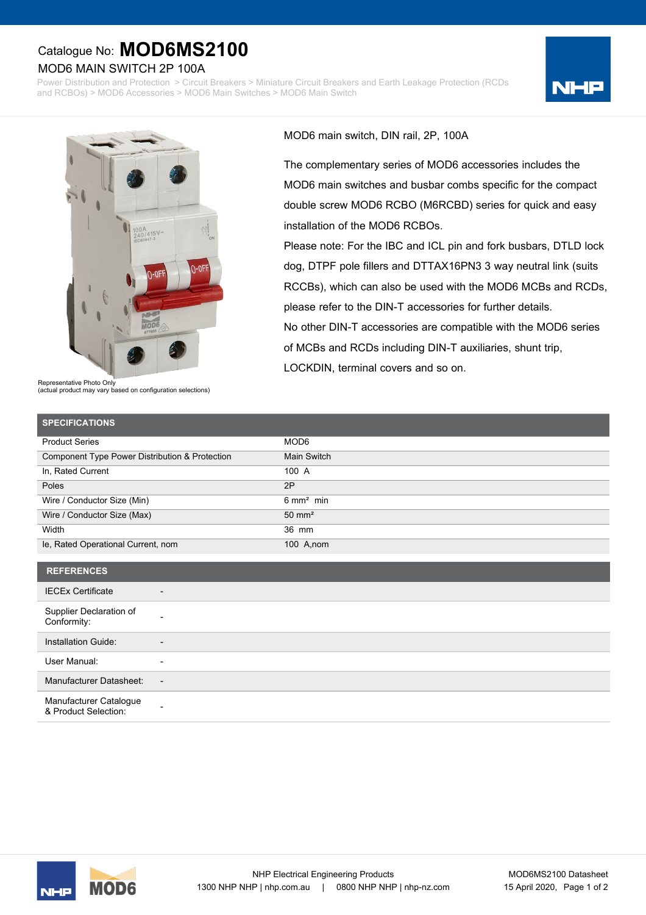Catalogue No: **MOD6MS2100**

## MOD6 MAIN SWITCH 2P 100A

Power Distribution and Protection > Circuit Breakers > Miniature Circuit Breakers and Earth Leakage Protection (RCDs and RCBOs) > MOD6 Accessories > MOD6 Main Switches > MOD6 Main Switch

Representative Photo Only
(actual product may vary based on configuration selections)

MOD6 main switch, DIN rail, 2P, 100A

The complementary series of MOD6 accessories includes the MOD6 main switches and busbar combs specific for the compact double screw MOD6 RCBO (M6RCBD) series for quick and easy installation of the MOD6 RCBOs.

Please note: For the IBC and ICL pin and fork busbars, DTLD lock dog, DTPF pole fillers and DTTAX16PN3 3 way neutral link (suits RCCBs), which can also be used with the MOD6 MCBs and RCDs, please refer to the DIN-T accessories for further details.

No other DIN-T accessories are compatible with the MOD6 series of MCBs and RCDs including DIN-T auxiliaries, shunt trip, LOCKDIN, terminal covers and so on.

| SPECIFICATIONS | |
|---|---|
| Product Series | MOD6 |
| Component Type Power Distribution & Protection | Main Switch |
| In, Rated Current | 100 A |
| Poles | 2P |
| Wire / Conductor Size (Min) | 6 mm² min |
| Wire / Conductor Size (Max) | 50 mm² |
| Width | 36 mm |
| Ie, Rated Operational Current, nom | 100 A,nom |

| REFERENCES | |
|---|---|
| IECEx Certificate | - |
| Supplier Declaration of Conformity: | - |
| Installation Guide: | - |
| User Manual: | - |
| Manufacturer Datasheet: | - |
| Manufacturer Catalogue & Product Selection: | - |

NHP Electrical Engineering Products
1300 NHP NHP | nhp.com.au | 0800 NHP NHP | nhp-nz.com

MOD6MS2100 Datasheet
15 April 2020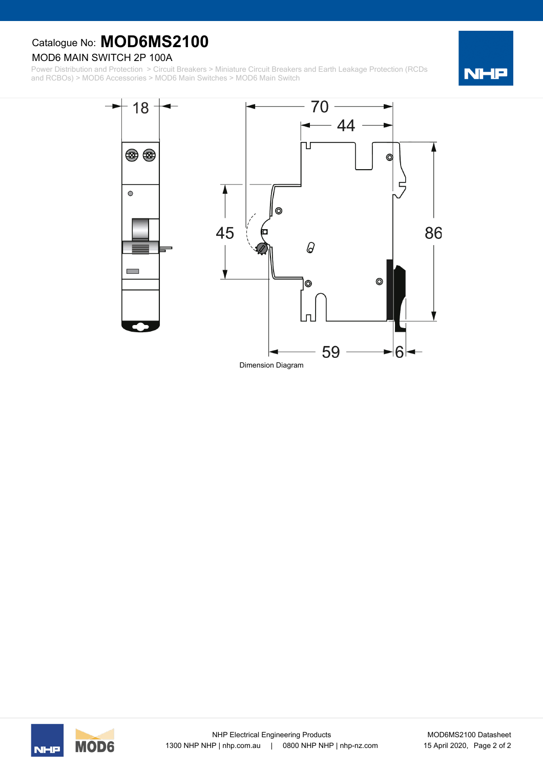Catalogue No: **MOD6MS2100**

MOD6 MAIN SWITCH 2P 100A

Power Distribution and Protection > Circuit Breakers > Miniature Circuit Breakers and Earth Leakage Protection (RCDs and RCBOs) > MOD6 Accessories > MOD6 Main Switches > MOD6 Main Switch

18

70

44

45

86

59

6

Dimension Diagram

NHP Electrical Engineering Products

1300 NHP NHP | nhp.com.au | 0800 NHP NHP | nhp-nz.com

MOD6MS2100 Datasheet

15 April 2020,